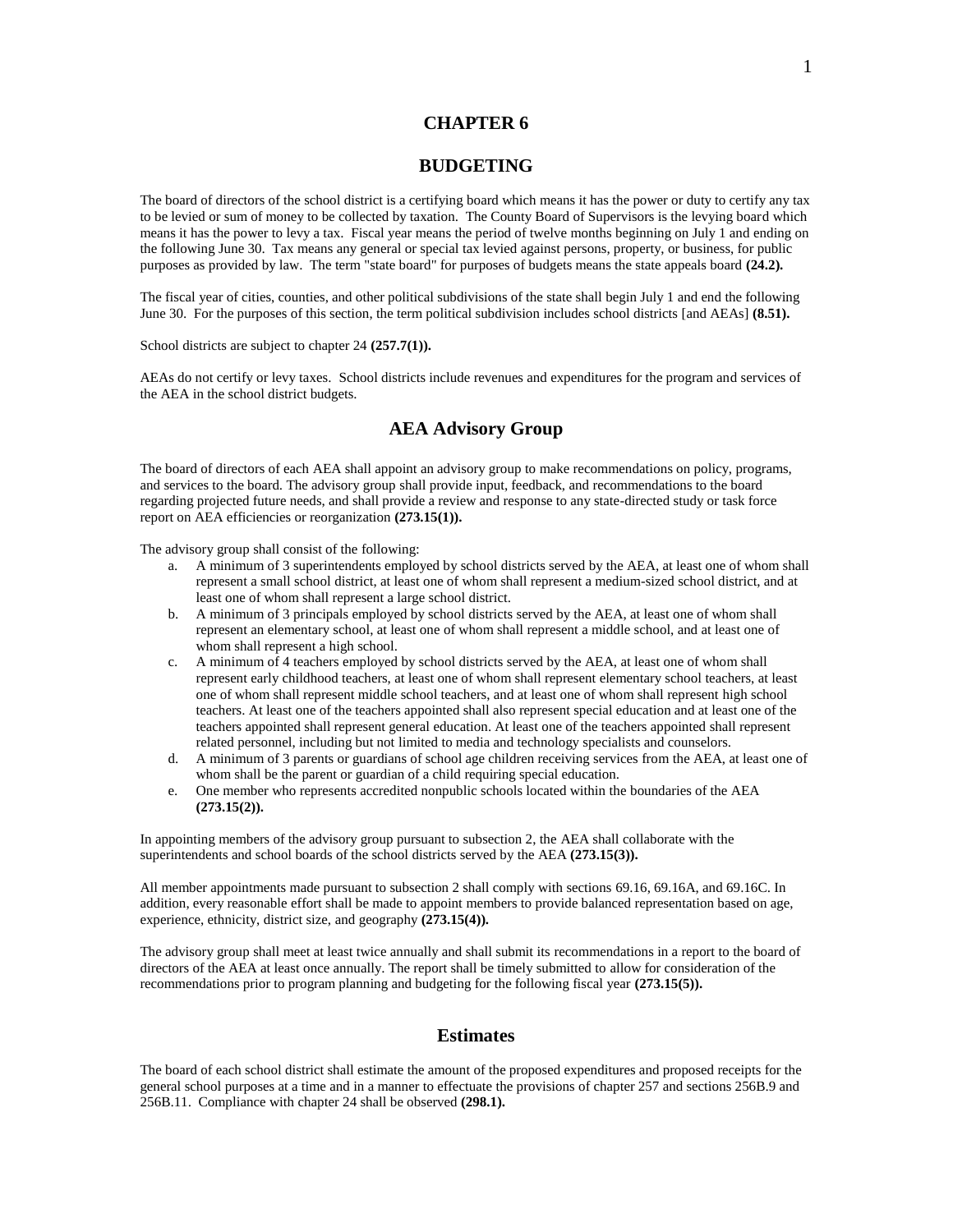# CHAPTER 6

# BUDGETING

The board of directors of the school district is a certifying board which means it has the power or duty to certify any tax to be levied or sum of money to be collected by taxation. The County Board of Supervisors is the levying board which means it has the power to levy a tax. Fiscal year means the period of twelve months beginning on July 1 and ending on the following June 30. Tax means any general or special tax levied against persons, property, or business, for public purposes as provided by law. The term "state board" for purposes of budgets means the state appeals board **(24.2).**

The fiscal year of cities, counties, and other political subdivisions of the state shall begin July 1 and end the following June 30. For the purposes of this section, the term political subdivision includes school districts [and AEAs] **(8.51).**

School districts are subject to chapter 24 **(257.7(1)).**

AEAs do not certify or levy taxes. School districts include revenues and expenditures for the program and services of the AEA in the school district budgets.

## AEA Advisory Group

The board of directors of each AEA shall appoint an advisory group to make recommendations on policy, programs, and services to the board. The advisory group shall provide input, feedback, and recommendations to the board regarding projected future needs, and shall provide a review and response to any state-directed study or task force report on AEA efficiencies or reorganization **(273.15(1)).**

The advisory group shall consist of the following:

a. A minimum of 3 superintendents employed by school districts served by the AEA, at least one of whom shall represent a small school district, at least one of whom shall represent a medium-sized school district, and at least one of whom shall represent a large school district.
b. A minimum of 3 principals employed by school districts served by the AEA, at least one of whom shall represent an elementary school, at least one of whom shall represent a middle school, and at least one of whom shall represent a high school.
c. A minimum of 4 teachers employed by school districts served by the AEA, at least one of whom shall represent early childhood teachers, at least one of whom shall represent elementary school teachers, at least one of whom shall represent middle school teachers, and at least one of whom shall represent high school teachers. At least one of the teachers appointed shall also represent special education and at least one of the teachers appointed shall represent general education. At least one of the teachers appointed shall represent related personnel, including but not limited to media and technology specialists and counselors.
d. A minimum of 3 parents or guardians of school age children receiving services from the AEA, at least one of whom shall be the parent or guardian of a child requiring special education.
e. One member who represents accredited nonpublic schools located within the boundaries of the AEA **(273.15(2)).**

In appointing members of the advisory group pursuant to subsection 2, the AEA shall collaborate with the superintendents and school boards of the school districts served by the AEA **(273.15(3)).**

All member appointments made pursuant to subsection 2 shall comply with sections 69.16, 69.16A, and 69.16C. In addition, every reasonable effort shall be made to appoint members to provide balanced representation based on age, experience, ethnicity, district size, and geography **(273.15(4)).**

The advisory group shall meet at least twice annually and shall submit its recommendations in a report to the board of directors of the AEA at least once annually. The report shall be timely submitted to allow for consideration of the recommendations prior to program planning and budgeting for the following fiscal year **(273.15(5)).**

## Estimates

The board of each school district shall estimate the amount of the proposed expenditures and proposed receipts for the general school purposes at a time and in a manner to effectuate the provisions of chapter 257 and sections 256B.9 and 256B.11. Compliance with chapter 24 shall be observed **(298.1).**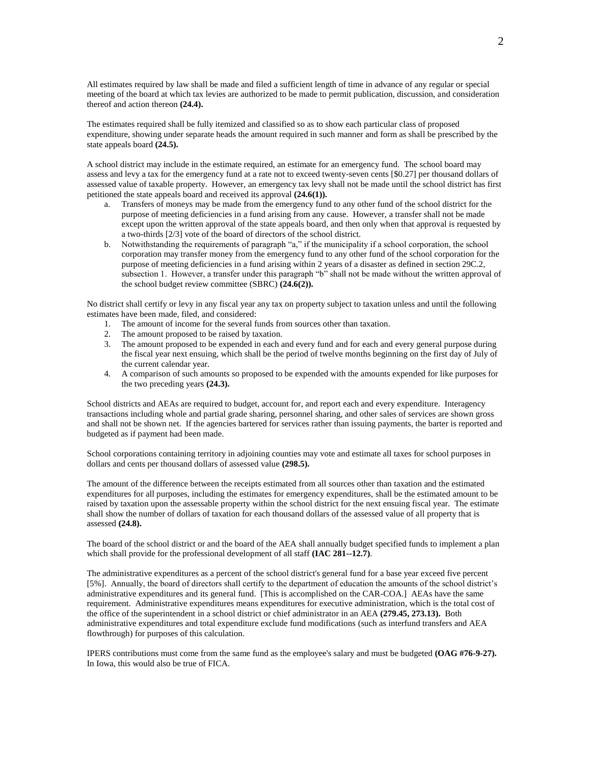All estimates required by law shall be made and filed a sufficient length of time in advance of any regular or special meeting of the board at which tax levies are authorized to be made to permit publication, discussion, and consideration thereof and action thereon **(24.4).**

The estimates required shall be fully itemized and classified so as to show each particular class of proposed expenditure, showing under separate heads the amount required in such manner and form as shall be prescribed by the state appeals board **(24.5).**

A school district may include in the estimate required, an estimate for an emergency fund. The school board may assess and levy a tax for the emergency fund at a rate not to exceed twenty-seven cents [$0.27] per thousand dollars of assessed value of taxable property. However, an emergency tax levy shall not be made until the school district has first petitioned the state appeals board and received its approval **(24.6(1)).**

a. Transfers of moneys may be made from the emergency fund to any other fund of the school district for the purpose of meeting deficiencies in a fund arising from any cause. However, a transfer shall not be made except upon the written approval of the state appeals board, and then only when that approval is requested by a two-thirds [2/3] vote of the board of directors of the school district.
b. Notwithstanding the requirements of paragraph "a," if the municipality if a school corporation, the school corporation may transfer money from the emergency fund to any other fund of the school corporation for the purpose of meeting deficiencies in a fund arising within 2 years of a disaster as defined in section 29C.2, subsection 1. However, a transfer under this paragraph "b" shall not be made without the written approval of the school budget review committee (SBRC) **(24.6(2)).**

No district shall certify or levy in any fiscal year any tax on property subject to taxation unless and until the following estimates have been made, filed, and considered:

1. The amount of income for the several funds from sources other than taxation.
2. The amount proposed to be raised by taxation.
3. The amount proposed to be expended in each and every fund and for each and every general purpose during the fiscal year next ensuing, which shall be the period of twelve months beginning on the first day of July of the current calendar year.
4. A comparison of such amounts so proposed to be expended with the amounts expended for like purposes for the two preceding years **(24.3).**

School districts and AEAs are required to budget, account for, and report each and every expenditure. Interagency transactions including whole and partial grade sharing, personnel sharing, and other sales of services are shown gross and shall not be shown net. If the agencies bartered for services rather than issuing payments, the barter is reported and budgeted as if payment had been made.

School corporations containing territory in adjoining counties may vote and estimate all taxes for school purposes in dollars and cents per thousand dollars of assessed value **(298.5).**

The amount of the difference between the receipts estimated from all sources other than taxation and the estimated expenditures for all purposes, including the estimates for emergency expenditures, shall be the estimated amount to be raised by taxation upon the assessable property within the school district for the next ensuing fiscal year. The estimate shall show the number of dollars of taxation for each thousand dollars of the assessed value of all property that is assessed **(24.8).**

The board of the school district or and the board of the AEA shall annually budget specified funds to implement a plan which shall provide for the professional development of all staff **(IAC 281--12.7)**.

The administrative expenditures as a percent of the school district's general fund for a base year exceed five percent [5%]. Annually, the board of directors shall certify to the department of education the amounts of the school district's administrative expenditures and its general fund. [This is accomplished on the CAR-COA.] AEAs have the same requirement. Administrative expenditures means expenditures for executive administration, which is the total cost of the office of the superintendent in a school district or chief administrator in an AEA **(279.45, 273.13).** Both administrative expenditures and total expenditure exclude fund modifications (such as interfund transfers and AEA flowthrough) for purposes of this calculation.

IPERS contributions must come from the same fund as the employee's salary and must be budgeted **(OAG #76-9-27).** In Iowa, this would also be true of FICA.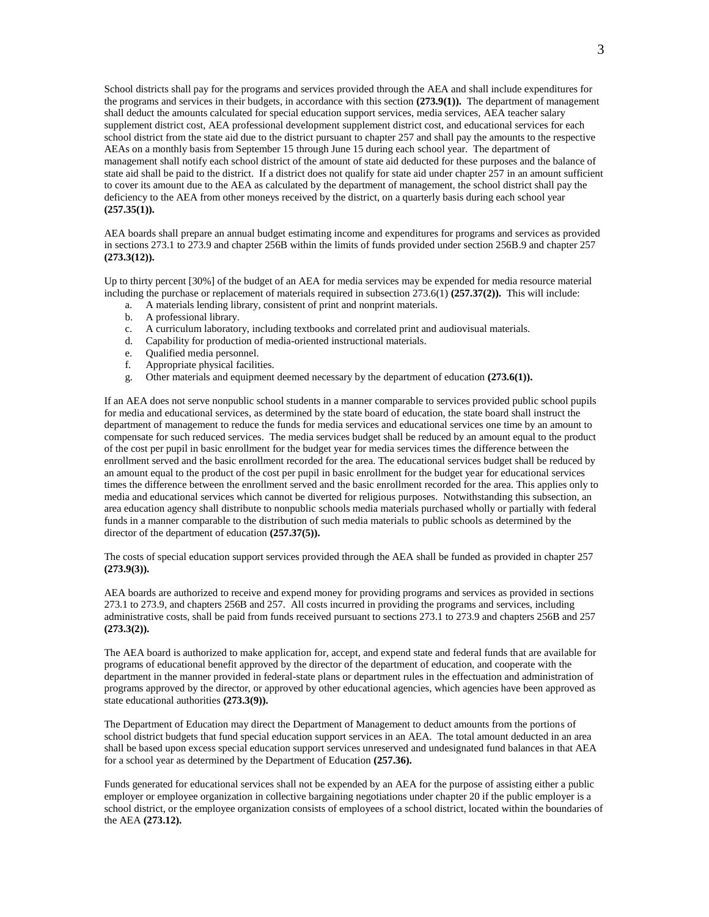School districts shall pay for the programs and services provided through the AEA and shall include expenditures for the programs and services in their budgets, in accordance with this section **(273.9(1)).** The department of management shall deduct the amounts calculated for special education support services, media services, AEA teacher salary supplement district cost, AEA professional development supplement district cost, and educational services for each school district from the state aid due to the district pursuant to chapter 257 and shall pay the amounts to the respective AEAs on a monthly basis from September 15 through June 15 during each school year. The department of management shall notify each school district of the amount of state aid deducted for these purposes and the balance of state aid shall be paid to the district. If a district does not qualify for state aid under chapter 257 in an amount sufficient to cover its amount due to the AEA as calculated by the department of management, the school district shall pay the deficiency to the AEA from other moneys received by the district, on a quarterly basis during each school year **(257.35(1)).**

AEA boards shall prepare an annual budget estimating income and expenditures for programs and services as provided in sections 273.1 to 273.9 and chapter 256B within the limits of funds provided under section 256B.9 and chapter 257 **(273.3(12)).**

Up to thirty percent [30%] of the budget of an AEA for media services may be expended for media resource material including the purchase or replacement of materials required in subsection 273.6(1) **(257.37(2)).** This will include:

a. A materials lending library, consistent of print and nonprint materials.
b. A professional library.
c. A curriculum laboratory, including textbooks and correlated print and audiovisual materials.
d. Capability for production of media-oriented instructional materials.
e. Qualified media personnel.
f. Appropriate physical facilities.
g. Other materials and equipment deemed necessary by the department of education **(273.6(1)).**

If an AEA does not serve nonpublic school students in a manner comparable to services provided public school pupils for media and educational services, as determined by the state board of education, the state board shall instruct the department of management to reduce the funds for media services and educational services one time by an amount to compensate for such reduced services. The media services budget shall be reduced by an amount equal to the product of the cost per pupil in basic enrollment for the budget year for media services times the difference between the enrollment served and the basic enrollment recorded for the area. The educational services budget shall be reduced by an amount equal to the product of the cost per pupil in basic enrollment for the budget year for educational services times the difference between the enrollment served and the basic enrollment recorded for the area. This applies only to media and educational services which cannot be diverted for religious purposes. Notwithstanding this subsection, an area education agency shall distribute to nonpublic schools media materials purchased wholly or partially with federal funds in a manner comparable to the distribution of such media materials to public schools as determined by the director of the department of education **(257.37(5)).**

The costs of special education support services provided through the AEA shall be funded as provided in chapter 257 **(273.9(3)).**

AEA boards are authorized to receive and expend money for providing programs and services as provided in sections 273.1 to 273.9, and chapters 256B and 257. All costs incurred in providing the programs and services, including administrative costs, shall be paid from funds received pursuant to sections 273.1 to 273.9 and chapters 256B and 257 **(273.3(2)).**

The AEA board is authorized to make application for, accept, and expend state and federal funds that are available for programs of educational benefit approved by the director of the department of education, and cooperate with the department in the manner provided in federal-state plans or department rules in the effectuation and administration of programs approved by the director, or approved by other educational agencies, which agencies have been approved as state educational authorities **(273.3(9)).**

The Department of Education may direct the Department of Management to deduct amounts from the portions of school district budgets that fund special education support services in an AEA. The total amount deducted in an area shall be based upon excess special education support services unreserved and undesignated fund balances in that AEA for a school year as determined by the Department of Education **(257.36).**

Funds generated for educational services shall not be expended by an AEA for the purpose of assisting either a public employer or employee organization in collective bargaining negotiations under chapter 20 if the public employer is a school district, or the employee organization consists of employees of a school district, located within the boundaries of the AEA **(273.12).**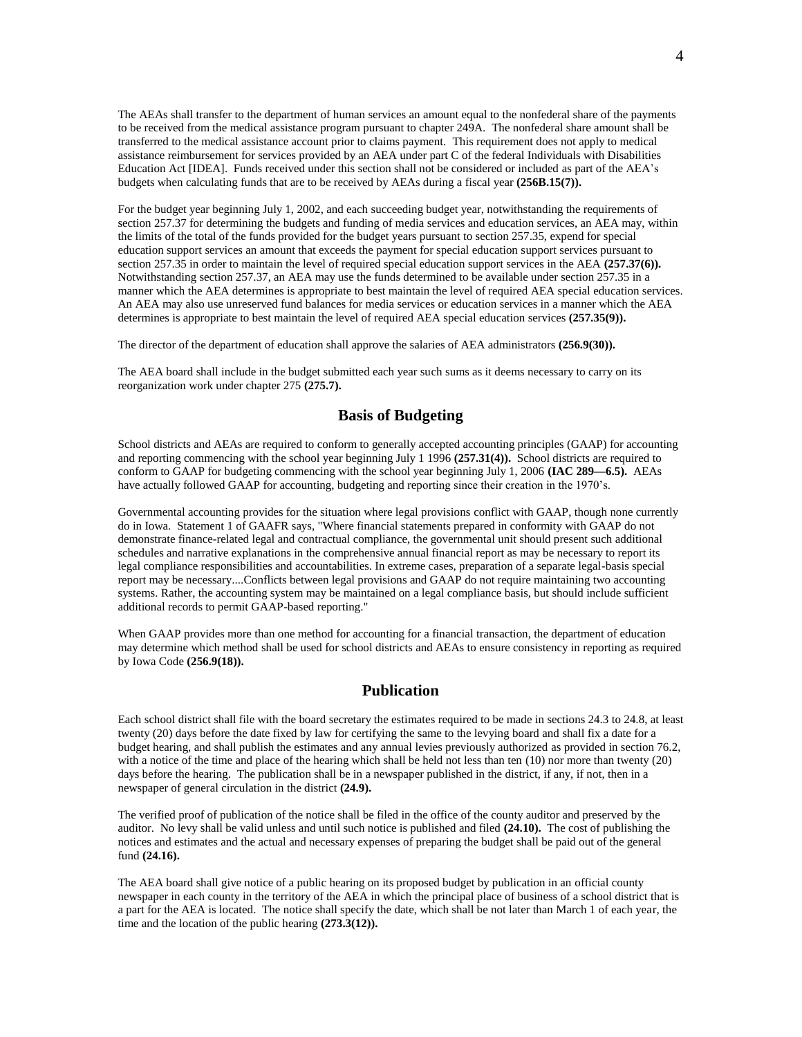The AEAs shall transfer to the department of human services an amount equal to the nonfederal share of the payments to be received from the medical assistance program pursuant to chapter 249A. The nonfederal share amount shall be transferred to the medical assistance account prior to claims payment. This requirement does not apply to medical assistance reimbursement for services provided by an AEA under part C of the federal Individuals with Disabilities Education Act [IDEA]. Funds received under this section shall not be considered or included as part of the AEA's budgets when calculating funds that are to be received by AEAs during a fiscal year **(256B.15(7)).**

For the budget year beginning July 1, 2002, and each succeeding budget year, notwithstanding the requirements of section 257.37 for determining the budgets and funding of media services and education services, an AEA may, within the limits of the total of the funds provided for the budget years pursuant to section 257.35, expend for special education support services an amount that exceeds the payment for special education support services pursuant to section 257.35 in order to maintain the level of required special education support services in the AEA **(257.37(6)).** Notwithstanding section 257.37, an AEA may use the funds determined to be available under section 257.35 in a manner which the AEA determines is appropriate to best maintain the level of required AEA special education services. An AEA may also use unreserved fund balances for media services or education services in a manner which the AEA determines is appropriate to best maintain the level of required AEA special education services **(257.35(9)).**

The director of the department of education shall approve the salaries of AEA administrators **(256.9(30)).**

The AEA board shall include in the budget submitted each year such sums as it deems necessary to carry on its reorganization work under chapter 275 **(275.7).**

## Basis of Budgeting

School districts and AEAs are required to conform to generally accepted accounting principles (GAAP) for accounting and reporting commencing with the school year beginning July 1 1996 **(257.31(4)).** School districts are required to conform to GAAP for budgeting commencing with the school year beginning July 1, 2006 **(IAC 289—6.5).** AEAs have actually followed GAAP for accounting, budgeting and reporting since their creation in the 1970's.

Governmental accounting provides for the situation where legal provisions conflict with GAAP, though none currently do in Iowa. Statement 1 of GAAFR says, "Where financial statements prepared in conformity with GAAP do not demonstrate finance-related legal and contractual compliance, the governmental unit should present such additional schedules and narrative explanations in the comprehensive annual financial report as may be necessary to report its legal compliance responsibilities and accountabilities. In extreme cases, preparation of a separate legal-basis special report may be necessary....Conflicts between legal provisions and GAAP do not require maintaining two accounting systems. Rather, the accounting system may be maintained on a legal compliance basis, but should include sufficient additional records to permit GAAP-based reporting."

When GAAP provides more than one method for accounting for a financial transaction, the department of education may determine which method shall be used for school districts and AEAs to ensure consistency in reporting as required by Iowa Code **(256.9(18)).**

## Publication

Each school district shall file with the board secretary the estimates required to be made in sections 24.3 to 24.8, at least twenty (20) days before the date fixed by law for certifying the same to the levying board and shall fix a date for a budget hearing, and shall publish the estimates and any annual levies previously authorized as provided in section 76.2, with a notice of the time and place of the hearing which shall be held not less than ten (10) nor more than twenty (20) days before the hearing. The publication shall be in a newspaper published in the district, if any, if not, then in a newspaper of general circulation in the district **(24.9).**

The verified proof of publication of the notice shall be filed in the office of the county auditor and preserved by the auditor. No levy shall be valid unless and until such notice is published and filed **(24.10).** The cost of publishing the notices and estimates and the actual and necessary expenses of preparing the budget shall be paid out of the general fund **(24.16).**

The AEA board shall give notice of a public hearing on its proposed budget by publication in an official county newspaper in each county in the territory of the AEA in which the principal place of business of a school district that is a part for the AEA is located. The notice shall specify the date, which shall be not later than March 1 of each year, the time and the location of the public hearing **(273.3(12)).**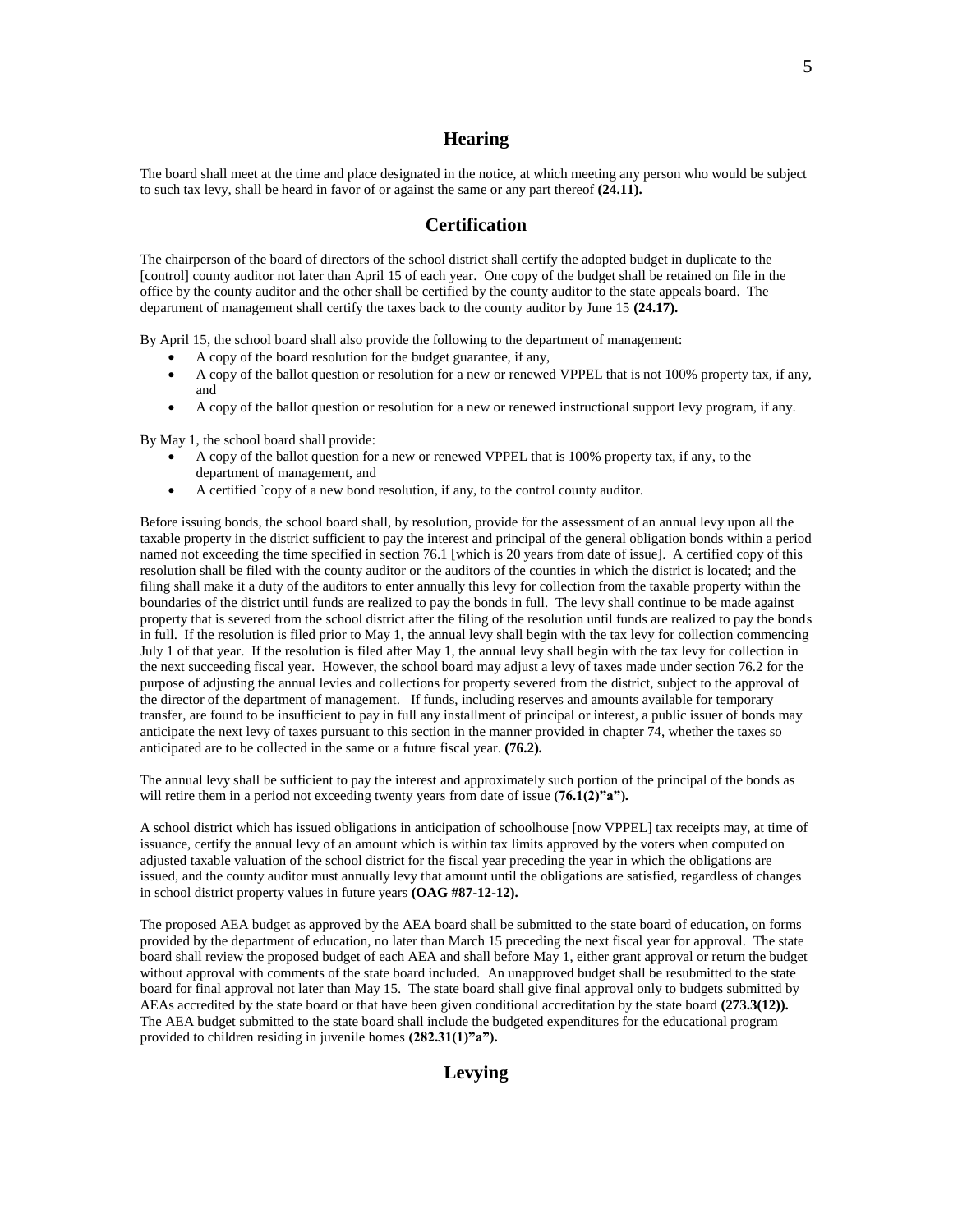## Hearing

The board shall meet at the time and place designated in the notice, at which meeting any person who would be subject to such tax levy, shall be heard in favor of or against the same or any part thereof **(24.11).**

## Certification

The chairperson of the board of directors of the school district shall certify the adopted budget in duplicate to the [control] county auditor not later than April 15 of each year. One copy of the budget shall be retained on file in the office by the county auditor and the other shall be certified by the county auditor to the state appeals board. The department of management shall certify the taxes back to the county auditor by June 15 **(24.17).**

By April 15, the school board shall also provide the following to the department of management:

- A copy of the board resolution for the budget guarantee, if any,
- A copy of the ballot question or resolution for a new or renewed VPPEL that is not 100% property tax, if any, and
- A copy of the ballot question or resolution for a new or renewed instructional support levy program, if any.

By May 1, the school board shall provide:

- A copy of the ballot question for a new or renewed VPPEL that is 100% property tax, if any, to the department of management, and
- A certified `copy of a new bond resolution, if any, to the control county auditor.

Before issuing bonds, the school board shall, by resolution, provide for the assessment of an annual levy upon all the taxable property in the district sufficient to pay the interest and principal of the general obligation bonds within a period named not exceeding the time specified in section 76.1 [which is 20 years from date of issue]. A certified copy of this resolution shall be filed with the county auditor or the auditors of the counties in which the district is located; and the filing shall make it a duty of the auditors to enter annually this levy for collection from the taxable property within the boundaries of the district until funds are realized to pay the bonds in full. The levy shall continue to be made against property that is severed from the school district after the filing of the resolution until funds are realized to pay the bonds in full. If the resolution is filed prior to May 1, the annual levy shall begin with the tax levy for collection commencing July 1 of that year. If the resolution is filed after May 1, the annual levy shall begin with the tax levy for collection in the next succeeding fiscal year. However, the school board may adjust a levy of taxes made under section 76.2 for the purpose of adjusting the annual levies and collections for property severed from the district, subject to the approval of the director of the department of management. If funds, including reserves and amounts available for temporary transfer, are found to be insufficient to pay in full any installment of principal or interest, a public issuer of bonds may anticipate the next levy of taxes pursuant to this section in the manner provided in chapter 74, whether the taxes so anticipated are to be collected in the same or a future fiscal year. **(76.2).**

The annual levy shall be sufficient to pay the interest and approximately such portion of the principal of the bonds as will retire them in a period not exceeding twenty years from date of issue **(76.1(2)"a").**

A school district which has issued obligations in anticipation of schoolhouse [now VPPEL] tax receipts may, at time of issuance, certify the annual levy of an amount which is within tax limits approved by the voters when computed on adjusted taxable valuation of the school district for the fiscal year preceding the year in which the obligations are issued, and the county auditor must annually levy that amount until the obligations are satisfied, regardless of changes in school district property values in future years **(OAG #87-12-12).**

The proposed AEA budget as approved by the AEA board shall be submitted to the state board of education, on forms provided by the department of education, no later than March 15 preceding the next fiscal year for approval. The state board shall review the proposed budget of each AEA and shall before May 1, either grant approval or return the budget without approval with comments of the state board included. An unapproved budget shall be resubmitted to the state board for final approval not later than May 15. The state board shall give final approval only to budgets submitted by AEAs accredited by the state board or that have been given conditional accreditation by the state board **(273.3(12)).** The AEA budget submitted to the state board shall include the budgeted expenditures for the educational program provided to children residing in juvenile homes **(282.31(1)"a").**

## Levying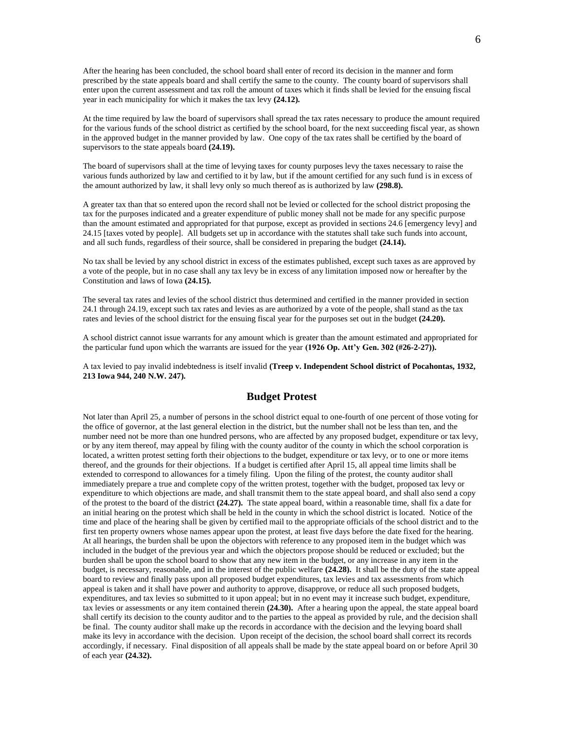After the hearing has been concluded, the school board shall enter of record its decision in the manner and form prescribed by the state appeals board and shall certify the same to the county. The county board of supervisors shall enter upon the current assessment and tax roll the amount of taxes which it finds shall be levied for the ensuing fiscal year in each municipality for which it makes the tax levy **(24.12).**

At the time required by law the board of supervisors shall spread the tax rates necessary to produce the amount required for the various funds of the school district as certified by the school board, for the next succeeding fiscal year, as shown in the approved budget in the manner provided by law. One copy of the tax rates shall be certified by the board of supervisors to the state appeals board **(24.19).**

The board of supervisors shall at the time of levying taxes for county purposes levy the taxes necessary to raise the various funds authorized by law and certified to it by law, but if the amount certified for any such fund is in excess of the amount authorized by law, it shall levy only so much thereof as is authorized by law **(298.8).**

A greater tax than that so entered upon the record shall not be levied or collected for the school district proposing the tax for the purposes indicated and a greater expenditure of public money shall not be made for any specific purpose than the amount estimated and appropriated for that purpose, except as provided in sections 24.6 [emergency levy] and 24.15 [taxes voted by people]. All budgets set up in accordance with the statutes shall take such funds into account, and all such funds, regardless of their source, shall be considered in preparing the budget **(24.14).**

No tax shall be levied by any school district in excess of the estimates published, except such taxes as are approved by a vote of the people, but in no case shall any tax levy be in excess of any limitation imposed now or hereafter by the Constitution and laws of Iowa **(24.15).**

The several tax rates and levies of the school district thus determined and certified in the manner provided in section 24.1 through 24.19, except such tax rates and levies as are authorized by a vote of the people, shall stand as the tax rates and levies of the school district for the ensuing fiscal year for the purposes set out in the budget **(24.20).**

A school district cannot issue warrants for any amount which is greater than the amount estimated and appropriated for the particular fund upon which the warrants are issued for the year **(1926 Op. Att'y Gen. 302 (#26-2-27)).**

A tax levied to pay invalid indebtedness is itself invalid **(Treep v. Independent School district of Pocahontas, 1932, 213 Iowa 944, 240 N.W. 247).**

## Budget Protest

Not later than April 25, a number of persons in the school district equal to one-fourth of one percent of those voting for the office of governor, at the last general election in the district, but the number shall not be less than ten, and the number need not be more than one hundred persons, who are affected by any proposed budget, expenditure or tax levy, or by any item thereof, may appeal by filing with the county auditor of the county in which the school corporation is located, a written protest setting forth their objections to the budget, expenditure or tax levy, or to one or more items thereof, and the grounds for their objections. If a budget is certified after April 15, all appeal time limits shall be extended to correspond to allowances for a timely filing. Upon the filing of the protest, the county auditor shall immediately prepare a true and complete copy of the written protest, together with the budget, proposed tax levy or expenditure to which objections are made, and shall transmit them to the state appeal board, and shall also send a copy of the protest to the board of the district **(24.27).** The state appeal board, within a reasonable time, shall fix a date for an initial hearing on the protest which shall be held in the county in which the school district is located. Notice of the time and place of the hearing shall be given by certified mail to the appropriate officials of the school district and to the first ten property owners whose names appear upon the protest, at least five days before the date fixed for the hearing. At all hearings, the burden shall be upon the objectors with reference to any proposed item in the budget which was included in the budget of the previous year and which the objectors propose should be reduced or excluded; but the burden shall be upon the school board to show that any new item in the budget, or any increase in any item in the budget, is necessary, reasonable, and in the interest of the public welfare **(24.28).** It shall be the duty of the state appeal board to review and finally pass upon all proposed budget expenditures, tax levies and tax assessments from which appeal is taken and it shall have power and authority to approve, disapprove, or reduce all such proposed budgets, expenditures, and tax levies so submitted to it upon appeal; but in no event may it increase such budget, expenditure, tax levies or assessments or any item contained therein **(24.30).** After a hearing upon the appeal, the state appeal board shall certify its decision to the county auditor and to the parties to the appeal as provided by rule, and the decision shall be final. The county auditor shall make up the records in accordance with the decision and the levying board shall make its levy in accordance with the decision. Upon receipt of the decision, the school board shall correct its records accordingly, if necessary. Final disposition of all appeals shall be made by the state appeal board on or before April 30 of each year **(24.32).**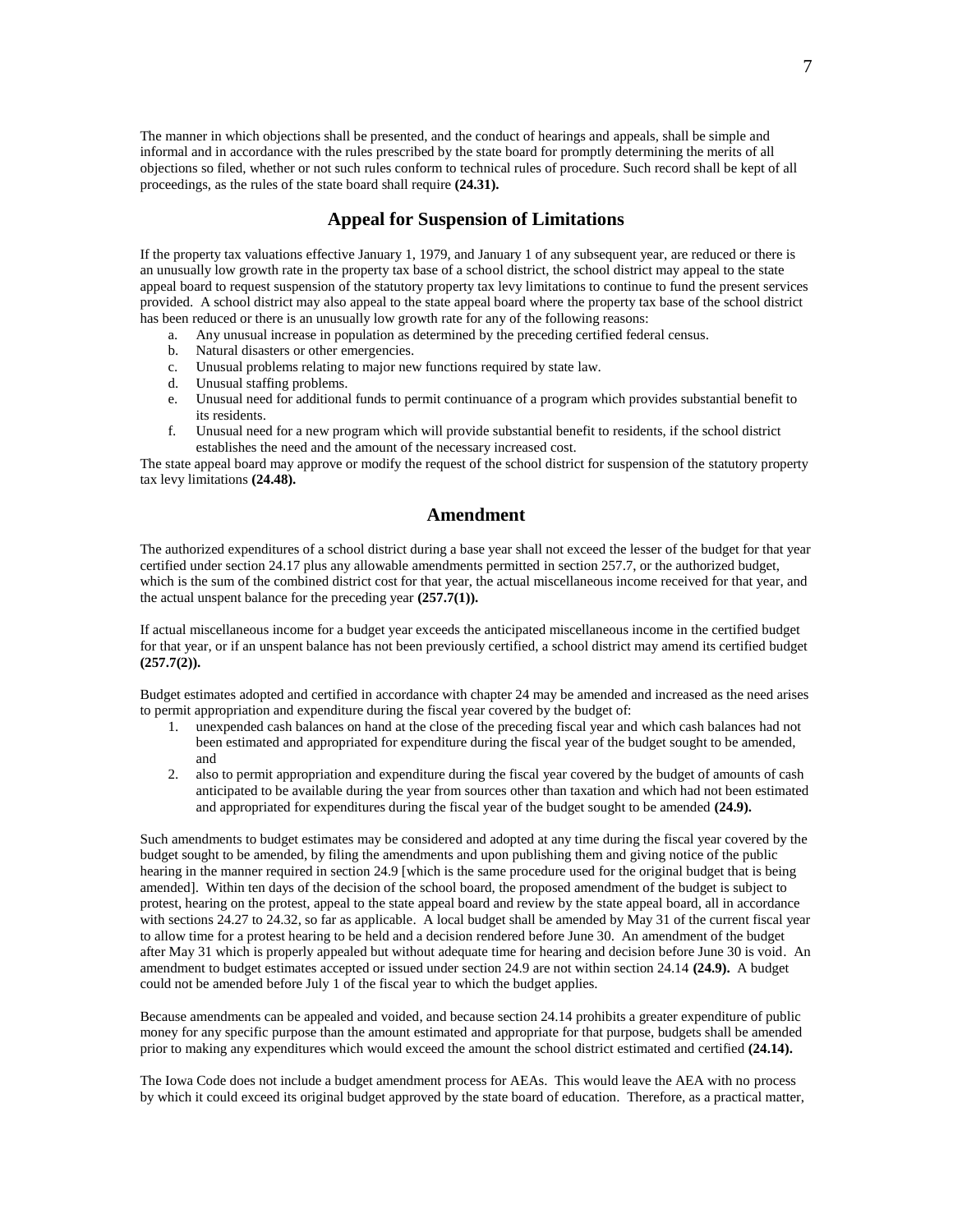The manner in which objections shall be presented, and the conduct of hearings and appeals, shall be simple and informal and in accordance with the rules prescribed by the state board for promptly determining the merits of all objections so filed, whether or not such rules conform to technical rules of procedure. Such record shall be kept of all proceedings, as the rules of the state board shall require **(24.31).**

## Appeal for Suspension of Limitations

If the property tax valuations effective January 1, 1979, and January 1 of any subsequent year, are reduced or there is an unusually low growth rate in the property tax base of a school district, the school district may appeal to the state appeal board to request suspension of the statutory property tax levy limitations to continue to fund the present services provided. A school district may also appeal to the state appeal board where the property tax base of the school district has been reduced or there is an unusually low growth rate for any of the following reasons:

a. Any unusual increase in population as determined by the preceding certified federal census.
b. Natural disasters or other emergencies.
c. Unusual problems relating to major new functions required by state law.
d. Unusual staffing problems.
e. Unusual need for additional funds to permit continuance of a program which provides substantial benefit to its residents.
f. Unusual need for a new program which will provide substantial benefit to residents, if the school district establishes the need and the amount of the necessary increased cost.

The state appeal board may approve or modify the request of the school district for suspension of the statutory property tax levy limitations **(24.48).**

## Amendment

The authorized expenditures of a school district during a base year shall not exceed the lesser of the budget for that year certified under section 24.17 plus any allowable amendments permitted in section 257.7, or the authorized budget, which is the sum of the combined district cost for that year, the actual miscellaneous income received for that year, and the actual unspent balance for the preceding year **(257.7(1)).**

If actual miscellaneous income for a budget year exceeds the anticipated miscellaneous income in the certified budget for that year, or if an unspent balance has not been previously certified, a school district may amend its certified budget **(257.7(2)).**

Budget estimates adopted and certified in accordance with chapter 24 may be amended and increased as the need arises to permit appropriation and expenditure during the fiscal year covered by the budget of:

1. unexpended cash balances on hand at the close of the preceding fiscal year and which cash balances had not been estimated and appropriated for expenditure during the fiscal year of the budget sought to be amended, and
2. also to permit appropriation and expenditure during the fiscal year covered by the budget of amounts of cash anticipated to be available during the year from sources other than taxation and which had not been estimated and appropriated for expenditures during the fiscal year of the budget sought to be amended **(24.9).**

Such amendments to budget estimates may be considered and adopted at any time during the fiscal year covered by the budget sought to be amended, by filing the amendments and upon publishing them and giving notice of the public hearing in the manner required in section 24.9 [which is the same procedure used for the original budget that is being amended]. Within ten days of the decision of the school board, the proposed amendment of the budget is subject to protest, hearing on the protest, appeal to the state appeal board and review by the state appeal board, all in accordance with sections 24.27 to 24.32, so far as applicable. A local budget shall be amended by May 31 of the current fiscal year to allow time for a protest hearing to be held and a decision rendered before June 30. An amendment of the budget after May 31 which is properly appealed but without adequate time for hearing and decision before June 30 is void. An amendment to budget estimates accepted or issued under section 24.9 are not within section 24.14 **(24.9).** A budget could not be amended before July 1 of the fiscal year to which the budget applies.

Because amendments can be appealed and voided, and because section 24.14 prohibits a greater expenditure of public money for any specific purpose than the amount estimated and appropriate for that purpose, budgets shall be amended prior to making any expenditures which would exceed the amount the school district estimated and certified **(24.14).**

The Iowa Code does not include a budget amendment process for AEAs. This would leave the AEA with no process by which it could exceed its original budget approved by the state board of education. Therefore, as a practical matter,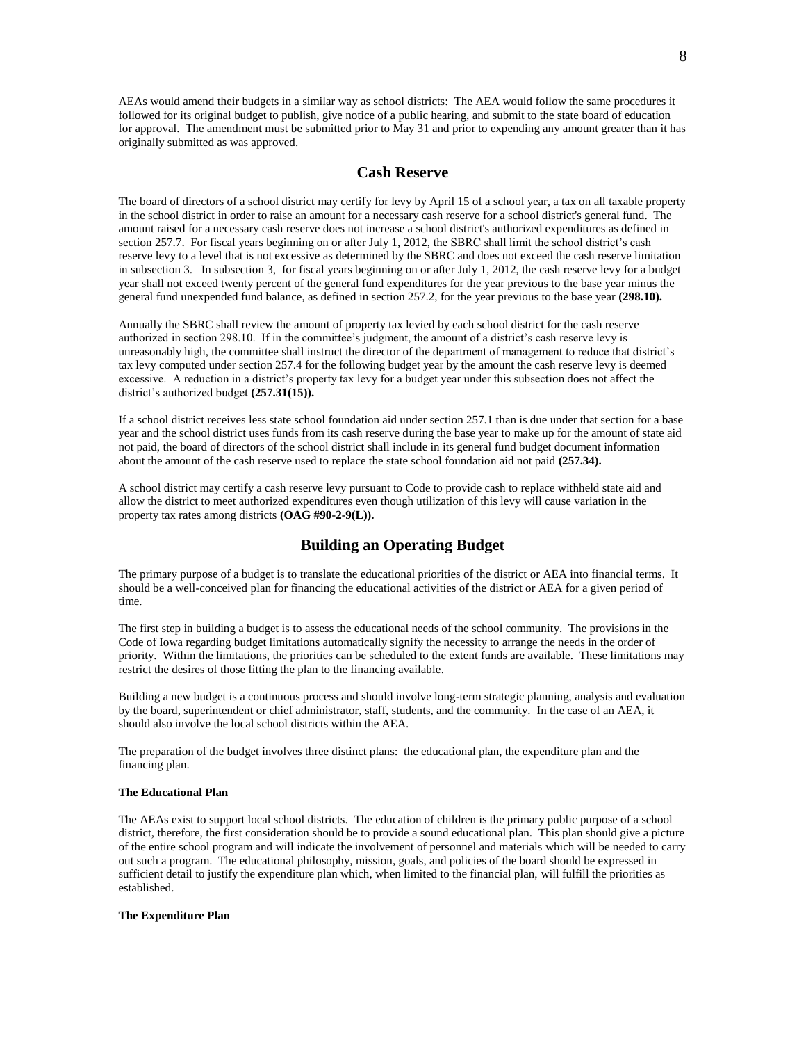AEAs would amend their budgets in a similar way as school districts: The AEA would follow the same procedures it followed for its original budget to publish, give notice of a public hearing, and submit to the state board of education for approval. The amendment must be submitted prior to May 31 and prior to expending any amount greater than it has originally submitted as was approved.

## Cash Reserve

The board of directors of a school district may certify for levy by April 15 of a school year, a tax on all taxable property in the school district in order to raise an amount for a necessary cash reserve for a school district's general fund. The amount raised for a necessary cash reserve does not increase a school district's authorized expenditures as defined in section 257.7. For fiscal years beginning on or after July 1, 2012, the SBRC shall limit the school district's cash reserve levy to a level that is not excessive as determined by the SBRC and does not exceed the cash reserve limitation in subsection 3. In subsection 3, for fiscal years beginning on or after July 1, 2012, the cash reserve levy for a budget year shall not exceed twenty percent of the general fund expenditures for the year previous to the base year minus the general fund unexpended fund balance, as defined in section 257.2, for the year previous to the base year **(298.10).**

Annually the SBRC shall review the amount of property tax levied by each school district for the cash reserve authorized in section 298.10. If in the committee's judgment, the amount of a district's cash reserve levy is unreasonably high, the committee shall instruct the director of the department of management to reduce that district's tax levy computed under section 257.4 for the following budget year by the amount the cash reserve levy is deemed excessive. A reduction in a district's property tax levy for a budget year under this subsection does not affect the district's authorized budget **(257.31(15)).**

If a school district receives less state school foundation aid under section 257.1 than is due under that section for a base year and the school district uses funds from its cash reserve during the base year to make up for the amount of state aid not paid, the board of directors of the school district shall include in its general fund budget document information about the amount of the cash reserve used to replace the state school foundation aid not paid **(257.34).**

A school district may certify a cash reserve levy pursuant to Code to provide cash to replace withheld state aid and allow the district to meet authorized expenditures even though utilization of this levy will cause variation in the property tax rates among districts **(OAG #90-2-9(L)).**

## Building an Operating Budget

The primary purpose of a budget is to translate the educational priorities of the district or AEA into financial terms. It should be a well-conceived plan for financing the educational activities of the district or AEA for a given period of time.

The first step in building a budget is to assess the educational needs of the school community. The provisions in the Code of Iowa regarding budget limitations automatically signify the necessity to arrange the needs in the order of priority. Within the limitations, the priorities can be scheduled to the extent funds are available. These limitations may restrict the desires of those fitting the plan to the financing available.

Building a new budget is a continuous process and should involve long-term strategic planning, analysis and evaluation by the board, superintendent or chief administrator, staff, students, and the community. In the case of an AEA, it should also involve the local school districts within the AEA.

The preparation of the budget involves three distinct plans: the educational plan, the expenditure plan and the financing plan.

#### The Educational Plan

The AEAs exist to support local school districts. The education of children is the primary public purpose of a school district, therefore, the first consideration should be to provide a sound educational plan. This plan should give a picture of the entire school program and will indicate the involvement of personnel and materials which will be needed to carry out such a program. The educational philosophy, mission, goals, and policies of the board should be expressed in sufficient detail to justify the expenditure plan which, when limited to the financial plan, will fulfill the priorities as established.

#### The Expenditure Plan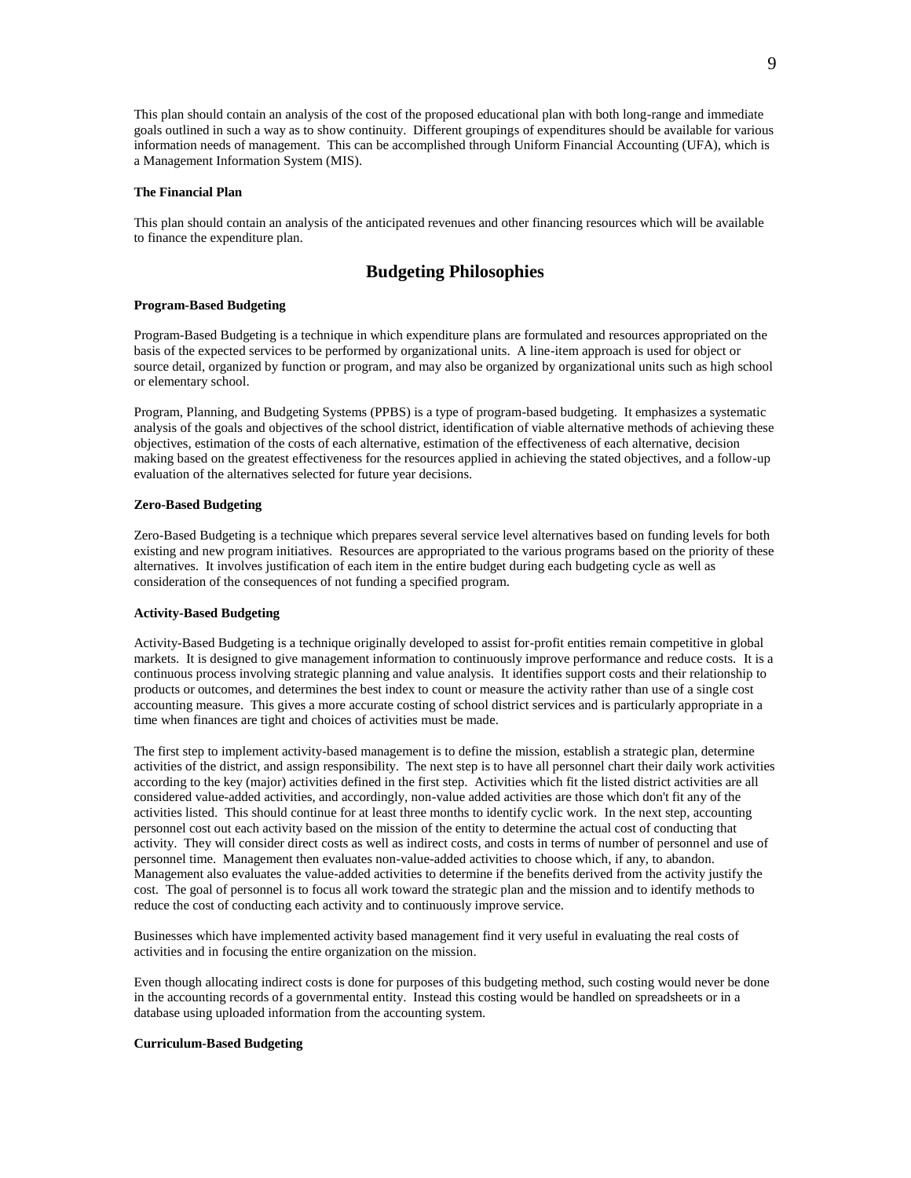This plan should contain an analysis of the cost of the proposed educational plan with both long-range and immediate goals outlined in such a way as to show continuity. Different groupings of expenditures should be available for various information needs of management. This can be accomplished through Uniform Financial Accounting (UFA), which is a Management Information System (MIS).

**The Financial Plan**

This plan should contain an analysis of the anticipated revenues and other financing resources which will be available to finance the expenditure plan.

## Budgeting Philosophies

**Program-Based Budgeting**

Program-Based Budgeting is a technique in which expenditure plans are formulated and resources appropriated on the basis of the expected services to be performed by organizational units. A line-item approach is used for object or source detail, organized by function or program, and may also be organized by organizational units such as high school or elementary school.

Program, Planning, and Budgeting Systems (PPBS) is a type of program-based budgeting. It emphasizes a systematic analysis of the goals and objectives of the school district, identification of viable alternative methods of achieving these objectives, estimation of the costs of each alternative, estimation of the effectiveness of each alternative, decision making based on the greatest effectiveness for the resources applied in achieving the stated objectives, and a follow-up evaluation of the alternatives selected for future year decisions.

**Zero-Based Budgeting**

Zero-Based Budgeting is a technique which prepares several service level alternatives based on funding levels for both existing and new program initiatives. Resources are appropriated to the various programs based on the priority of these alternatives. It involves justification of each item in the entire budget during each budgeting cycle as well as consideration of the consequences of not funding a specified program.

**Activity-Based Budgeting**

Activity-Based Budgeting is a technique originally developed to assist for-profit entities remain competitive in global markets. It is designed to give management information to continuously improve performance and reduce costs. It is a continuous process involving strategic planning and value analysis. It identifies support costs and their relationship to products or outcomes, and determines the best index to count or measure the activity rather than use of a single cost accounting measure. This gives a more accurate costing of school district services and is particularly appropriate in a time when finances are tight and choices of activities must be made.

The first step to implement activity-based management is to define the mission, establish a strategic plan, determine activities of the district, and assign responsibility. The next step is to have all personnel chart their daily work activities according to the key (major) activities defined in the first step. Activities which fit the listed district activities are all considered value-added activities, and accordingly, non-value added activities are those which don't fit any of the activities listed. This should continue for at least three months to identify cyclic work. In the next step, accounting personnel cost out each activity based on the mission of the entity to determine the actual cost of conducting that activity. They will consider direct costs as well as indirect costs, and costs in terms of number of personnel and use of personnel time. Management then evaluates non-value-added activities to choose which, if any, to abandon. Management also evaluates the value-added activities to determine if the benefits derived from the activity justify the cost. The goal of personnel is to focus all work toward the strategic plan and the mission and to identify methods to reduce the cost of conducting each activity and to continuously improve service.

Businesses which have implemented activity based management find it very useful in evaluating the real costs of activities and in focusing the entire organization on the mission.

Even though allocating indirect costs is done for purposes of this budgeting method, such costing would never be done in the accounting records of a governmental entity. Instead this costing would be handled on spreadsheets or in a database using uploaded information from the accounting system.

**Curriculum-Based Budgeting**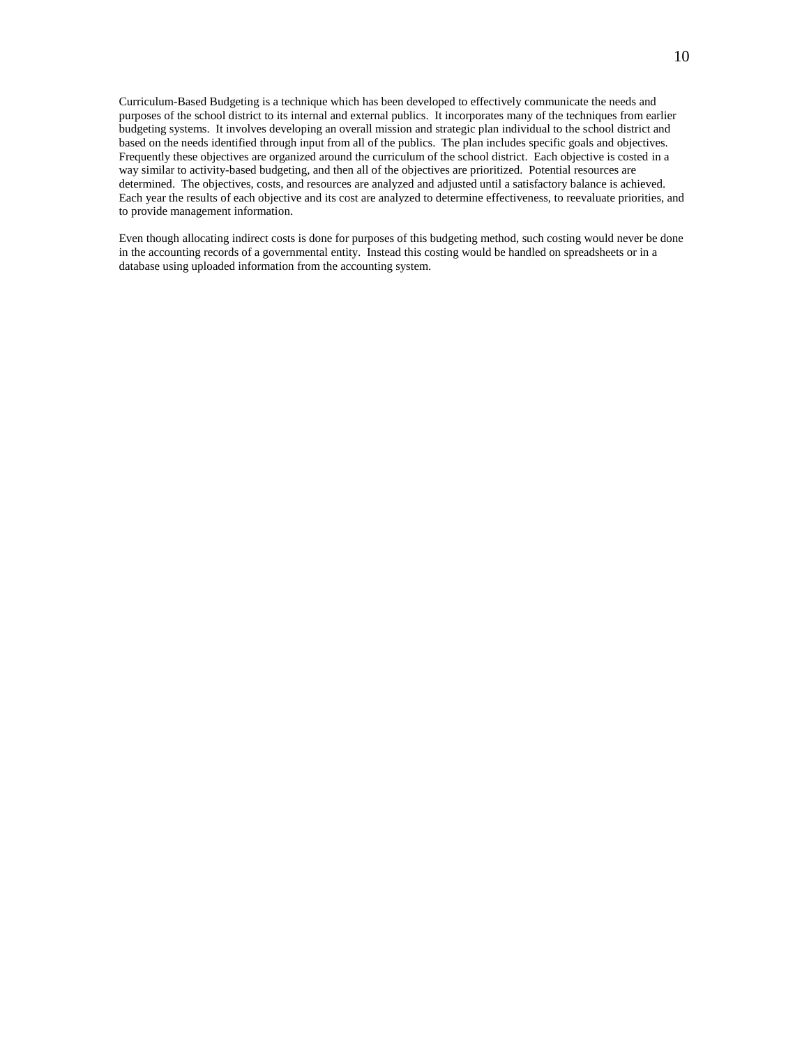Curriculum-Based Budgeting is a technique which has been developed to effectively communicate the needs and purposes of the school district to its internal and external publics. It incorporates many of the techniques from earlier budgeting systems. It involves developing an overall mission and strategic plan individual to the school district and based on the needs identified through input from all of the publics. The plan includes specific goals and objectives. Frequently these objectives are organized around the curriculum of the school district. Each objective is costed in a way similar to activity-based budgeting, and then all of the objectives are prioritized. Potential resources are determined. The objectives, costs, and resources are analyzed and adjusted until a satisfactory balance is achieved. Each year the results of each objective and its cost are analyzed to determine effectiveness, to reevaluate priorities, and to provide management information.

Even though allocating indirect costs is done for purposes of this budgeting method, such costing would never be done in the accounting records of a governmental entity. Instead this costing would be handled on spreadsheets or in a database using uploaded information from the accounting system.